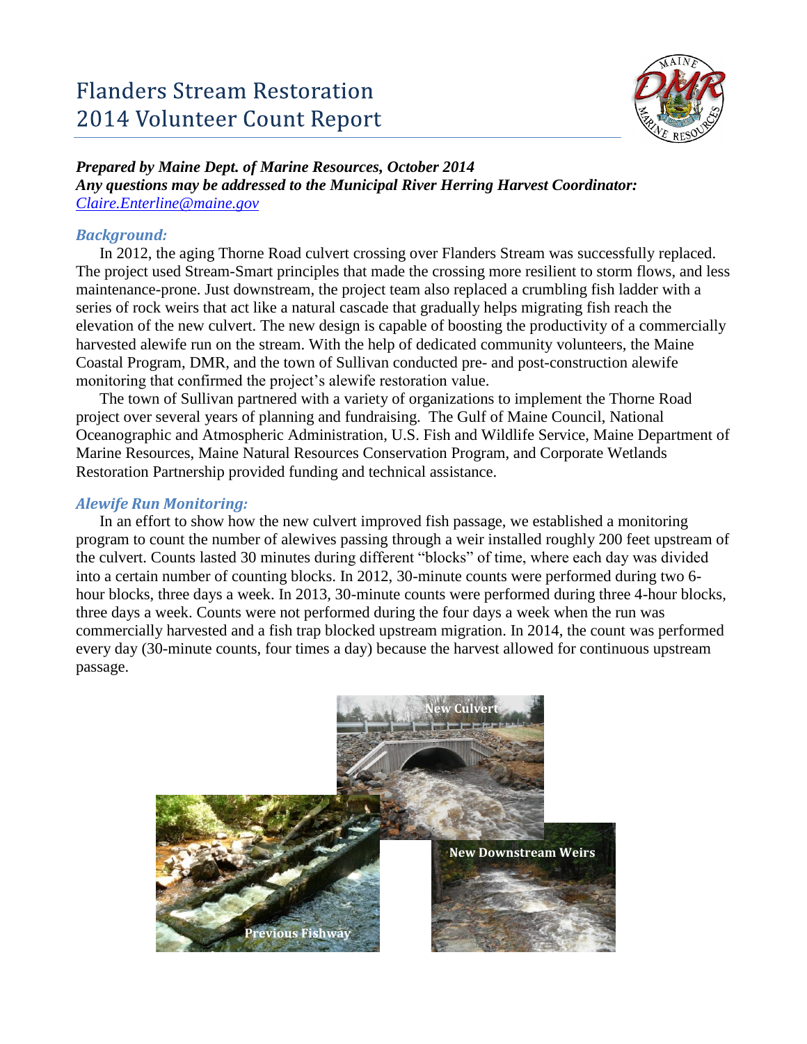# Flanders Stream Restoration
# 2014 Volunteer Count Report

***Prepared by Maine Dept. of Marine Resources, October 2014***
***Any questions may be addressed to the Municipal River Herring Harvest Coordinator:***
*[Claire.Enterline@maine.gov](mailto:Claire.Enterline@maine.gov)*

### *Background:*

In 2012, the aging Thorne Road culvert crossing over Flanders Stream was successfully replaced. The project used Stream-Smart principles that made the crossing more resilient to storm flows, and less maintenance-prone. Just downstream, the project team also replaced a crumbling fish ladder with a series of rock weirs that act like a natural cascade that gradually helps migrating fish reach the elevation of the new culvert. The new design is capable of boosting the productivity of a commercially harvested alewife run on the stream. With the help of dedicated community volunteers, the Maine Coastal Program, DMR, and the town of Sullivan conducted pre- and post-construction alewife monitoring that confirmed the project's alewife restoration value.

The town of Sullivan partnered with a variety of organizations to implement the Thorne Road project over several years of planning and fundraising. The Gulf of Maine Council, National Oceanographic and Atmospheric Administration, U.S. Fish and Wildlife Service, Maine Department of Marine Resources, Maine Natural Resources Conservation Program, and Corporate Wetlands Restoration Partnership provided funding and technical assistance.

### *Alewife Run Monitoring:*

In an effort to show how the new culvert improved fish passage, we established a monitoring program to count the number of alewives passing through a weir installed roughly 200 feet upstream of the culvert. Counts lasted 30 minutes during different "blocks" of time, where each day was divided into a certain number of counting blocks. In 2012, 30-minute counts were performed during two 6-hour blocks, three days a week. In 2013, 30-minute counts were performed during three 4-hour blocks, three days a week. Counts were not performed during the four days a week when the run was commercially harvested and a fish trap blocked upstream migration. In 2014, the count was performed every day (30-minute counts, four times a day) because the harvest allowed for continuous upstream passage.

New Culvert

Previous Fishway

New Downstream Weirs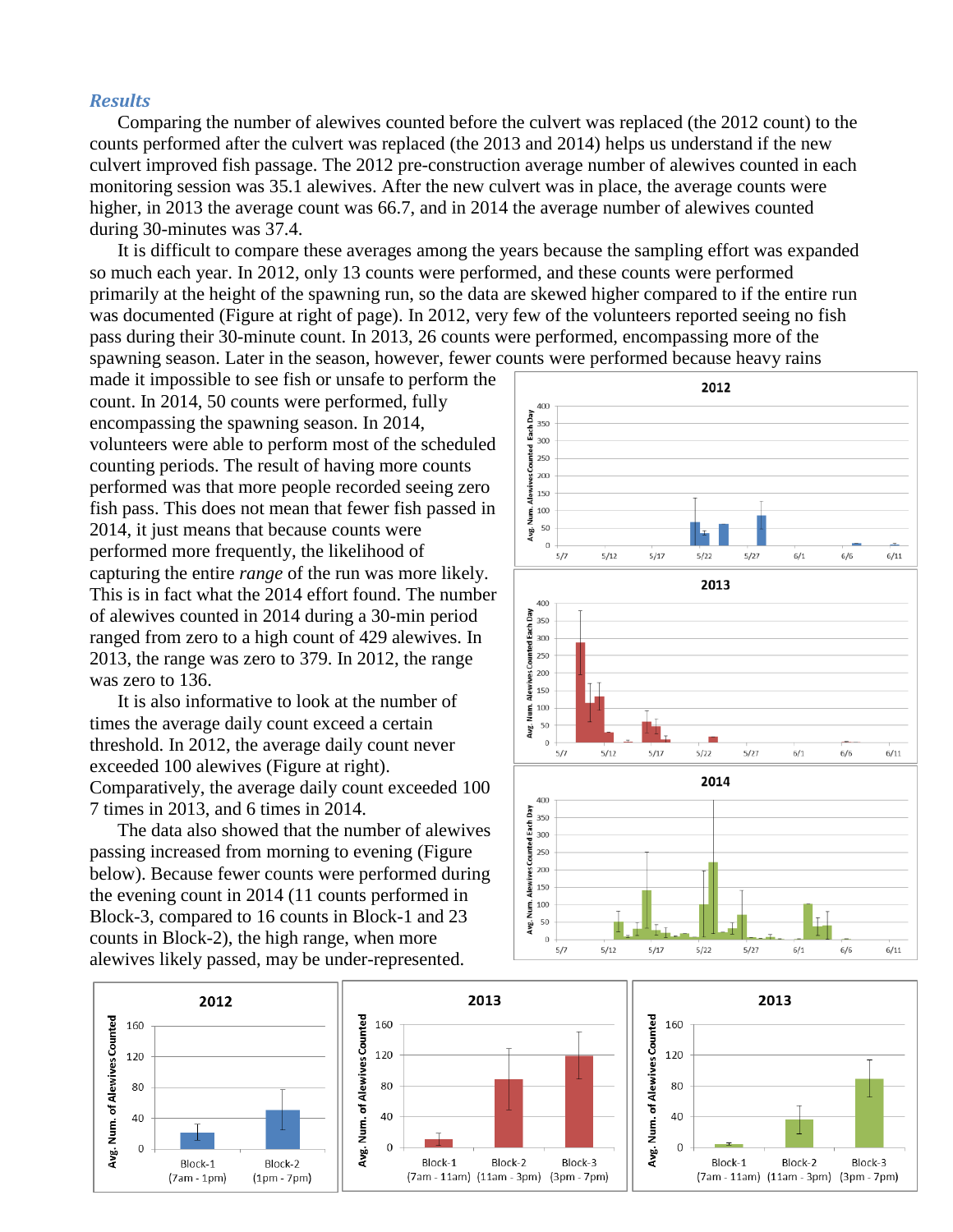### *Results*

Comparing the number of alewives counted before the culvert was replaced (the 2012 count) to the counts performed after the culvert was replaced (the 2013 and 2014) helps us understand if the new culvert improved fish passage. The 2012 pre-construction average number of alewives counted in each monitoring session was 35.1 alewives. After the new culvert was in place, the average counts were higher, in 2013 the average count was 66.7, and in 2014 the average number of alewives counted during 30-minutes was 37.4.

It is difficult to compare these averages among the years because the sampling effort was expanded so much each year. In 2012, only 13 counts were performed, and these counts were performed primarily at the height of the spawning run, so the data are skewed higher compared to if the entire run was documented (Figure at right of page). In 2012, very few of the volunteers reported seeing no fish pass during their 30-minute count. In 2013, 26 counts were performed, encompassing more of the spawning season. Later in the season, however, fewer counts were performed because heavy rains made it impossible to see fish or unsafe to perform the count. In 2014, 50 counts were performed, fully encompassing the spawning season. In 2014, volunteers were able to perform most of the scheduled counting periods. The result of having more counts performed was that more people recorded seeing zero fish pass. This does not mean that fewer fish passed in 2014, it just means that because counts were performed more frequently, the likelihood of capturing the entire *range* of the run was more likely. This is in fact what the 2014 effort found. The number of alewives counted in 2014 during a 30-min period ranged from zero to a high count of 429 alewives. In 2013, the range was zero to 379. In 2012, the range was zero to 136.

It is also informative to look at the number of times the average daily count exceed a certain threshold. In 2012, the average daily count never exceeded 100 alewives (Figure at right). Comparatively, the average daily count exceeded 100 7 times in 2013, and 6 times in 2014.

The data also showed that the number of alewives passing increased from morning to evening (Figure below). Because fewer counts were performed during the evening count in 2014 (11 counts performed in Block-3, compared to 16 counts in Block-1 and 23 counts in Block-2), the high range, when more alewives likely passed, may be under-represented.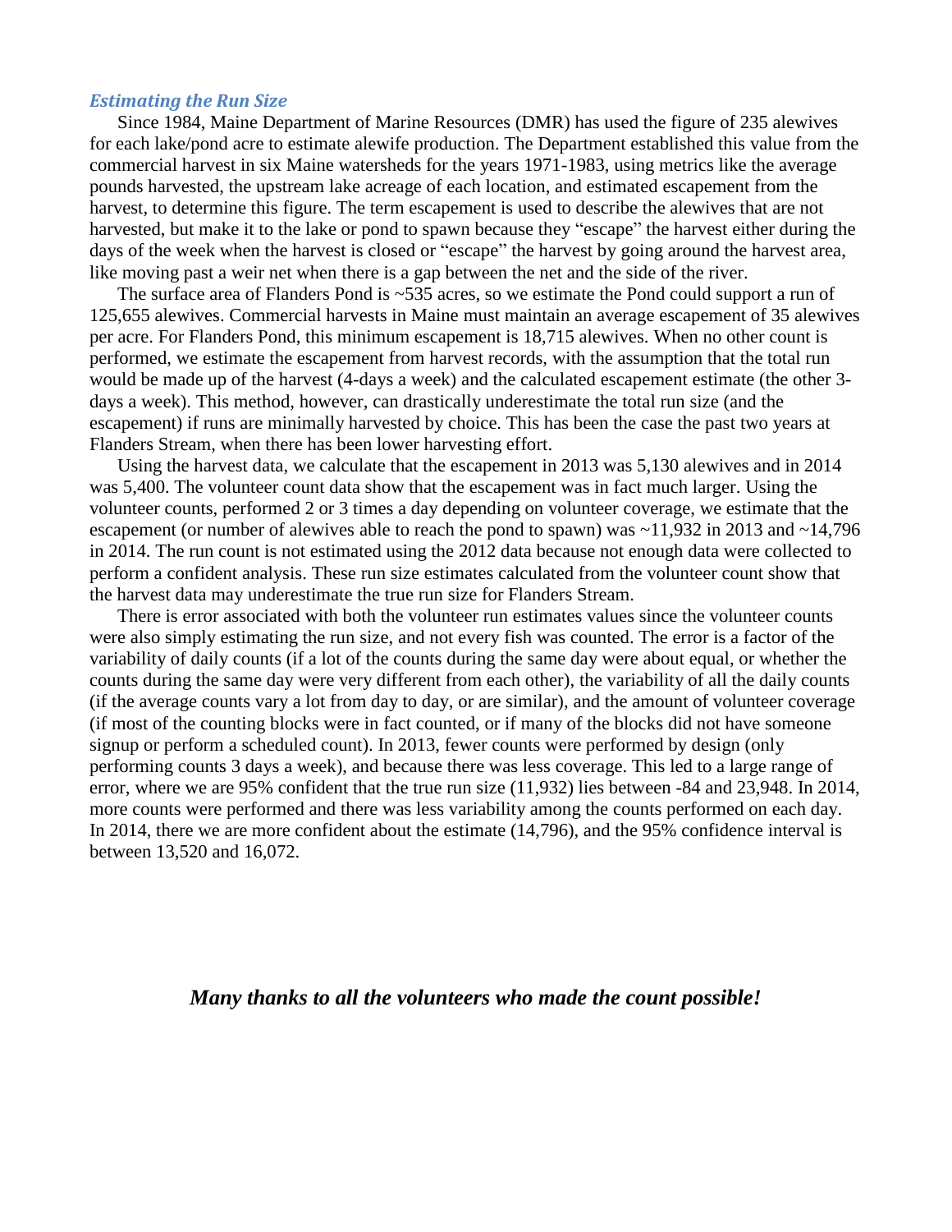### *Estimating the Run Size*

Since 1984, Maine Department of Marine Resources (DMR) has used the figure of 235 alewives for each lake/pond acre to estimate alewife production. The Department established this value from the commercial harvest in six Maine watersheds for the years 1971-1983, using metrics like the average pounds harvested, the upstream lake acreage of each location, and estimated escapement from the harvest, to determine this figure. The term escapement is used to describe the alewives that are not harvested, but make it to the lake or pond to spawn because they "escape" the harvest either during the days of the week when the harvest is closed or "escape" the harvest by going around the harvest area, like moving past a weir net when there is a gap between the net and the side of the river.

The surface area of Flanders Pond is ~535 acres, so we estimate the Pond could support a run of 125,655 alewives. Commercial harvests in Maine must maintain an average escapement of 35 alewives per acre. For Flanders Pond, this minimum escapement is 18,715 alewives. When no other count is performed, we estimate the escapement from harvest records, with the assumption that the total run would be made up of the harvest (4-days a week) and the calculated escapement estimate (the other 3-days a week). This method, however, can drastically underestimate the total run size (and the escapement) if runs are minimally harvested by choice. This has been the case the past two years at Flanders Stream, when there has been lower harvesting effort.

Using the harvest data, we calculate that the escapement in 2013 was 5,130 alewives and in 2014 was 5,400. The volunteer count data show that the escapement was in fact much larger. Using the volunteer counts, performed 2 or 3 times a day depending on volunteer coverage, we estimate that the escapement (or number of alewives able to reach the pond to spawn) was ~11,932 in 2013 and ~14,796 in 2014. The run count is not estimated using the 2012 data because not enough data were collected to perform a confident analysis. These run size estimates calculated from the volunteer count show that the harvest data may underestimate the true run size for Flanders Stream.

There is error associated with both the volunteer run estimates values since the volunteer counts were also simply estimating the run size, and not every fish was counted. The error is a factor of the variability of daily counts (if a lot of the counts during the same day were about equal, or whether the counts during the same day were very different from each other), the variability of all the daily counts (if the average counts vary a lot from day to day, or are similar), and the amount of volunteer coverage (if most of the counting blocks were in fact counted, or if many of the blocks did not have someone signup or perform a scheduled count). In 2013, fewer counts were performed by design (only performing counts 3 days a week), and because there was less coverage. This led to a large range of error, where we are 95% confident that the true run size (11,932) lies between -84 and 23,948. In 2014, more counts were performed and there was less variability among the counts performed on each day. In 2014, there we are more confident about the estimate (14,796), and the 95% confidence interval is between 13,520 and 16,072.

***Many thanks to all the volunteers who made the count possible!***